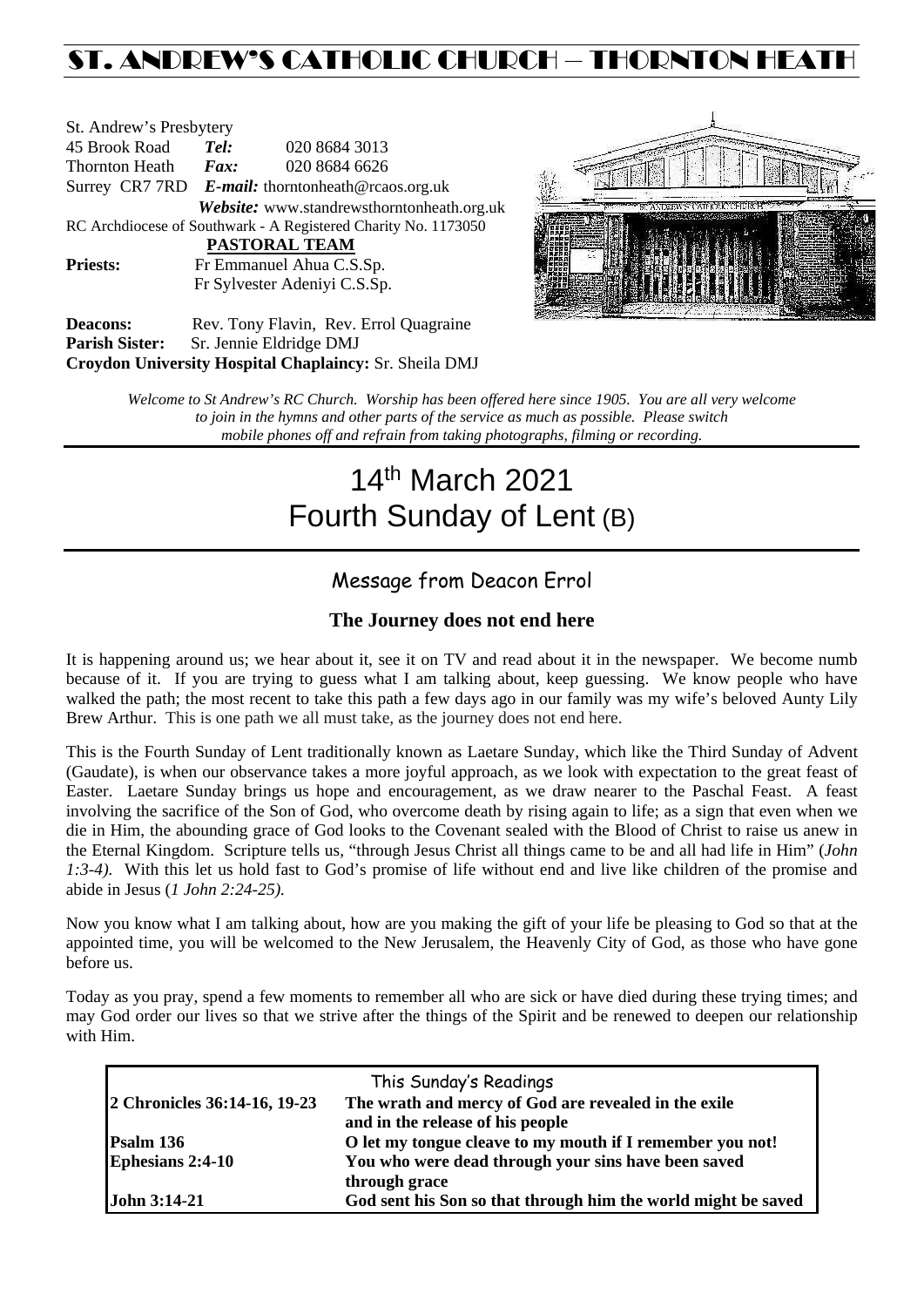# ST. ANDREW'S CATHOLIC CHURCH – THORNTON HEATH

St. Andrew's Presbytery
45 Brook Road *Tel:* 020 8684 3013
Thornton Heath *Fax:* 020 8684 6626
Surrey CR7 7RD *E-mail:* thorntonheath@rcaos.org.uk
*Website:* www.standrewsthorntonheath.org.uk
RC Archdiocese of Southwark - A Registered Charity No. 1173050

**PASTORAL TEAM**

**Priests:** Fr Emmanuel Ahua C.S.Sp.
Fr Sylvester Adeniyi C.S.Sp.

**Deacons:** Rev. Tony Flavin, Rev. Errol Quagraine
**Parish Sister:** Sr. Jennie Eldridge DMJ
**Croydon University Hospital Chaplaincy:** Sr. Sheila DMJ

*Welcome to St Andrew's RC Church. Worship has been offered here since 1905. You are all very welcome to join in the hymns and other parts of the service as much as possible. Please switch mobile phones off and refrain from taking photographs, filming or recording.*

# 14th March 2021
# Fourth Sunday of Lent (B)

## Message from Deacon Errol

### The Journey does not end here

It is happening around us; we hear about it, see it on TV and read about it in the newspaper. We become numb because of it. If you are trying to guess what I am talking about, keep guessing. We know people who have walked the path; the most recent to take this path a few days ago in our family was my wife's beloved Aunty Lily Brew Arthur. This is one path we all must take, as the journey does not end here.

This is the Fourth Sunday of Lent traditionally known as Laetare Sunday, which like the Third Sunday of Advent (Gaudate), is when our observance takes a more joyful approach, as we look with expectation to the great feast of Easter. Laetare Sunday brings us hope and encouragement, as we draw nearer to the Paschal Feast. A feast involving the sacrifice of the Son of God, who overcome death by rising again to life; as a sign that even when we die in Him, the abounding grace of God looks to the Covenant sealed with the Blood of Christ to raise us anew in the Eternal Kingdom. Scripture tells us, "through Jesus Christ all things came to be and all had life in Him" (*John 1:3-4).* With this let us hold fast to God's promise of life without end and live like children of the promise and abide in Jesus (*1 John 2:24-25).*

Now you know what I am talking about, how are you making the gift of your life be pleasing to God so that at the appointed time, you will be welcomed to the New Jerusalem, the Heavenly City of God, as those who have gone before us.

Today as you pray, spend a few moments to remember all who are sick or have died during these trying times; and may God order our lives so that we strive after the things of the Spirit and be renewed to deepen our relationship with Him.

| This Sunday's Readings | |
|---|---|
| **2 Chronicles 36:14-16, 19-23** | **The wrath and mercy of God are revealed in the exile and in the release of his people** |
| **Psalm 136** | **O let my tongue cleave to my mouth if I remember you not!** |
| **Ephesians 2:4-10** | **You who were dead through your sins have been saved through grace** |
| **John 3:14-21** | **God sent his Son so that through him the world might be saved** |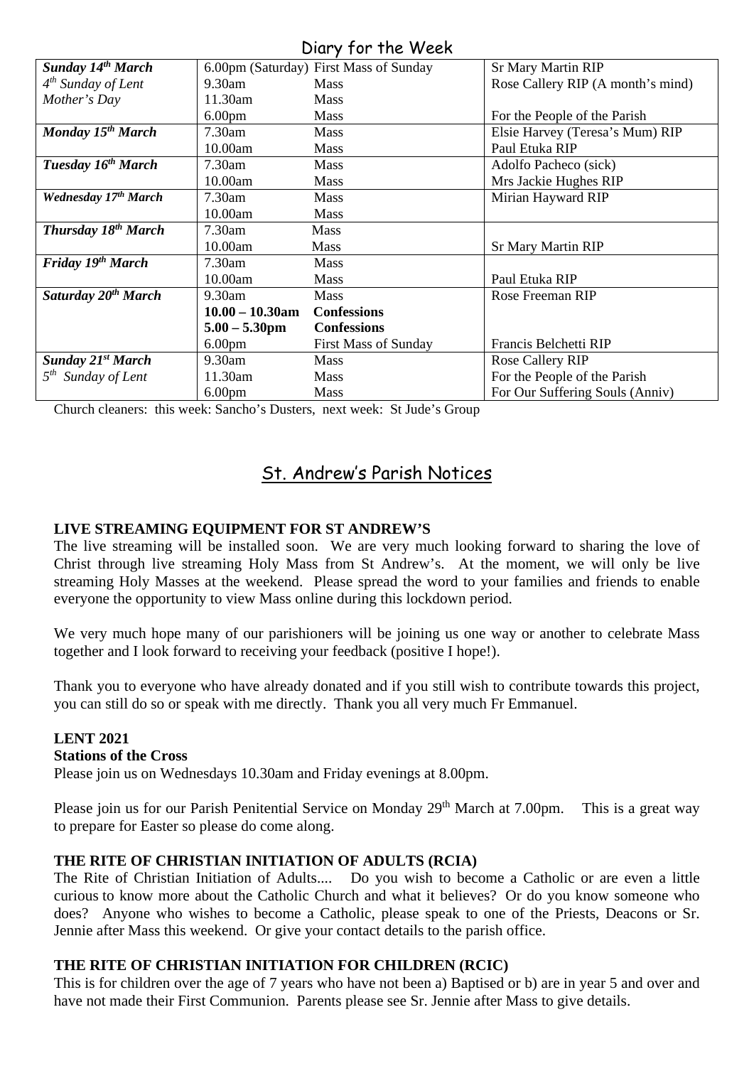## Diary for the Week

| | | | |
|---|---|---|---|
| ***Sunday 14th March*** | 6.00pm (Saturday) | First Mass of Sunday | Sr Mary Martin RIP |
| *4th Sunday of Lent* | 9.30am | Mass | Rose Callery RIP (A month's mind) |
| *Mother's Day* | 11.30am | Mass | |
| | 6.00pm | Mass | For the People of the Parish |
| ***Monday 15th March*** | 7.30am | Mass | Elsie Harvey (Teresa's Mum) RIP |
| | 10.00am | Mass | Paul Etuka RIP |
| ***Tuesday 16th March*** | 7.30am | Mass | Adolfo Pacheco (sick) |
| | 10.00am | Mass | Mrs Jackie Hughes RIP |
| ***Wednesday 17th March*** | 7.30am | Mass | Mirian Hayward RIP |
| | 10.00am | Mass | |
| ***Thursday 18th March*** | 7.30am | Mass | |
| | 10.00am | Mass | Sr Mary Martin RIP |
| ***Friday 19th March*** | 7.30am | Mass | |
| | 10.00am | Mass | Paul Etuka RIP |
| ***Saturday 20th March*** | 9.30am | Mass | Rose Freeman RIP |
| | **10.00 – 10.30am** | **Confessions** | |
| | **5.00 – 5.30pm** | **Confessions** | |
| | 6.00pm | First Mass of Sunday | Francis Belchetti RIP |
| ***Sunday 21st March*** | 9.30am | Mass | Rose Callery RIP |
| *5th Sunday of Lent* | 11.30am | Mass | For the People of the Parish |
| | 6.00pm | Mass | For Our Suffering Souls (Anniv) |

Church cleaners: this week: Sancho's Dusters, next week: St Jude's Group

## St. Andrew's Parish Notices

**LIVE STREAMING EQUIPMENT FOR ST ANDREW'S**

The live streaming will be installed soon. We are very much looking forward to sharing the love of Christ through live streaming Holy Mass from St Andrew's. At the moment, we will only be live streaming Holy Masses at the weekend. Please spread the word to your families and friends to enable everyone the opportunity to view Mass online during this lockdown period.

We very much hope many of our parishioners will be joining us one way or another to celebrate Mass together and I look forward to receiving your feedback (positive I hope!).

Thank you to everyone who have already donated and if you still wish to contribute towards this project, you can still do so or speak with me directly. Thank you all very much Fr Emmanuel.

**LENT 2021**

**Stations of the Cross**

Please join us on Wednesdays 10.30am and Friday evenings at 8.00pm.

Please join us for our Parish Penitential Service on Monday 29th March at 7.00pm. This is a great way to prepare for Easter so please do come along.

**THE RITE OF CHRISTIAN INITIATION OF ADULTS (RCIA)**

The Rite of Christian Initiation of Adults.... Do you wish to become a Catholic or are even a little curious to know more about the Catholic Church and what it believes? Or do you know someone who does? Anyone who wishes to become a Catholic, please speak to one of the Priests, Deacons or Sr. Jennie after Mass this weekend. Or give your contact details to the parish office.

**THE RITE OF CHRISTIAN INITIATION FOR CHILDREN (RCIC)**

This is for children over the age of 7 years who have not been a) Baptised or b) are in year 5 and over and have not made their First Communion. Parents please see Sr. Jennie after Mass to give details.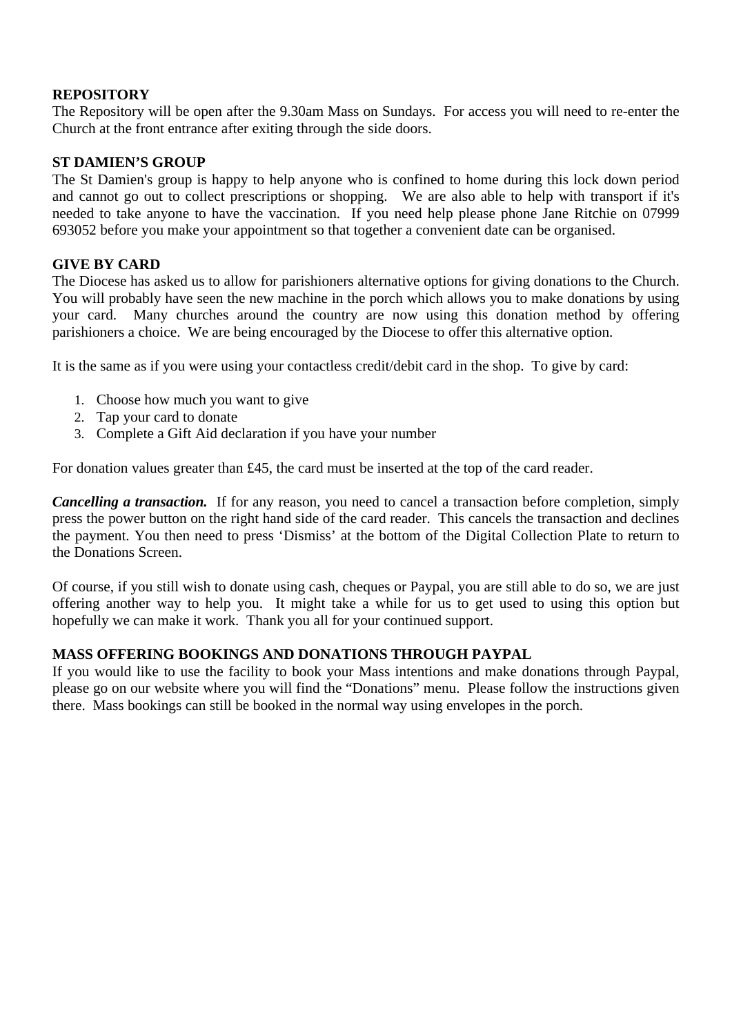**REPOSITORY**

The Repository will be open after the 9.30am Mass on Sundays. For access you will need to re-enter the Church at the front entrance after exiting through the side doors.

**ST DAMIEN'S GROUP**

The St Damien's group is happy to help anyone who is confined to home during this lock down period and cannot go out to collect prescriptions or shopping. We are also able to help with transport if it's needed to take anyone to have the vaccination. If you need help please phone Jane Ritchie on 07999 693052 before you make your appointment so that together a convenient date can be organised.

**GIVE BY CARD**

The Diocese has asked us to allow for parishioners alternative options for giving donations to the Church. You will probably have seen the new machine in the porch which allows you to make donations by using your card. Many churches around the country are now using this donation method by offering parishioners a choice. We are being encouraged by the Diocese to offer this alternative option.

It is the same as if you were using your contactless credit/debit card in the shop. To give by card:

1. Choose how much you want to give
2. Tap your card to donate
3. Complete a Gift Aid declaration if you have your number

For donation values greater than £45, the card must be inserted at the top of the card reader.

***Cancelling a transaction.*** If for any reason, you need to cancel a transaction before completion, simply press the power button on the right hand side of the card reader. This cancels the transaction and declines the payment. You then need to press 'Dismiss' at the bottom of the Digital Collection Plate to return to the Donations Screen.

Of course, if you still wish to donate using cash, cheques or Paypal, you are still able to do so, we are just offering another way to help you. It might take a while for us to get used to using this option but hopefully we can make it work. Thank you all for your continued support.

**MASS OFFERING BOOKINGS AND DONATIONS THROUGH PAYPAL**

If you would like to use the facility to book your Mass intentions and make donations through Paypal, please go on our website where you will find the "Donations" menu. Please follow the instructions given there. Mass bookings can still be booked in the normal way using envelopes in the porch.